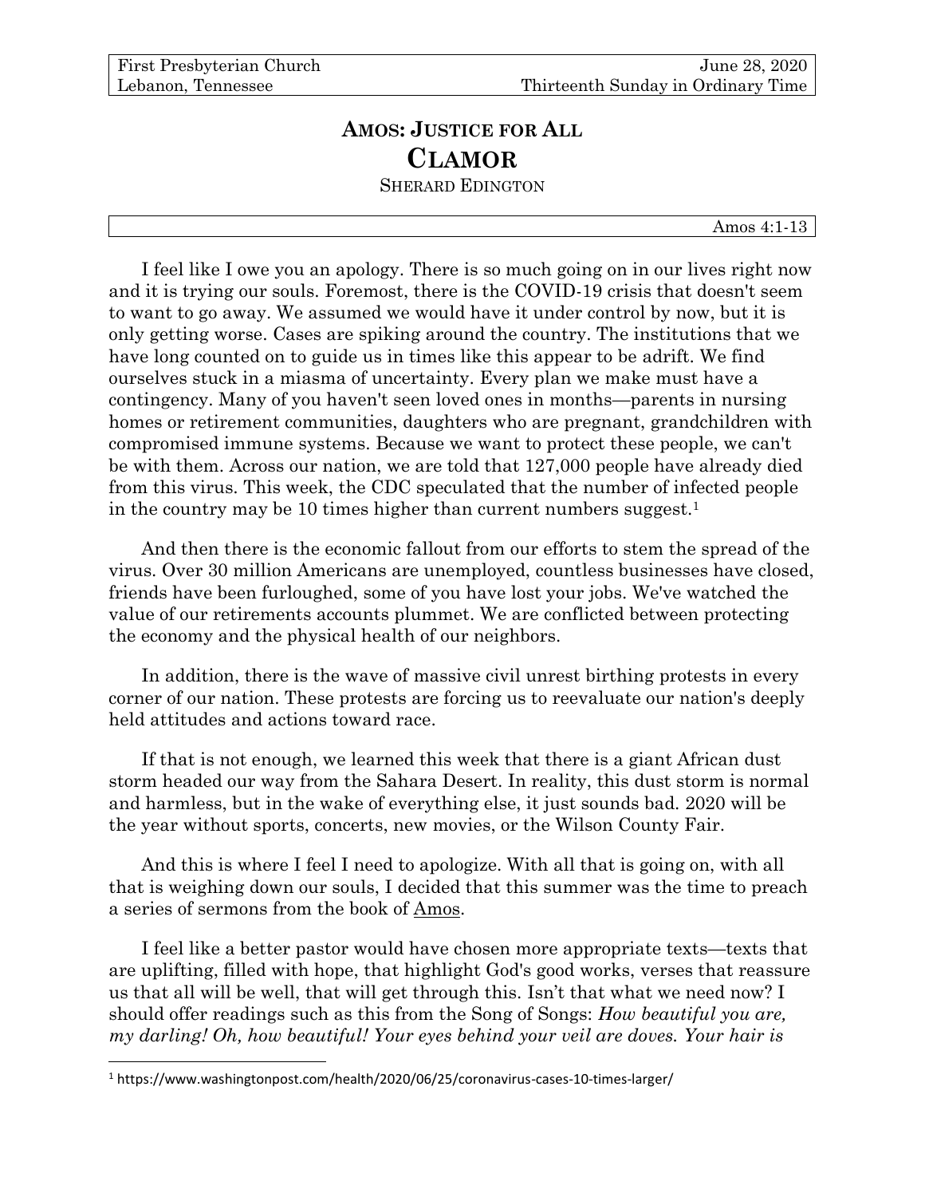First Presbyterian Church
Lebanon, Tennessee

June 28, 2020
Thirteenth Sunday in Ordinary Time

# AMOS: JUSTICE FOR ALL
# CLAMOR
SHERARD EDINGTON

Amos 4:1-13

I feel like I owe you an apology. There is so much going on in our lives right now and it is trying our souls. Foremost, there is the COVID-19 crisis that doesn't seem to want to go away. We assumed we would have it under control by now, but it is only getting worse. Cases are spiking around the country. The institutions that we have long counted on to guide us in times like this appear to be adrift. We find ourselves stuck in a miasma of uncertainty. Every plan we make must have a contingency. Many of you haven't seen loved ones in months—parents in nursing homes or retirement communities, daughters who are pregnant, grandchildren with compromised immune systems. Because we want to protect these people, we can't be with them. Across our nation, we are told that 127,000 people have already died from this virus. This week, the CDC speculated that the number of infected people in the country may be 10 times higher than current numbers suggest.[1]

And then there is the economic fallout from our efforts to stem the spread of the virus. Over 30 million Americans are unemployed, countless businesses have closed, friends have been furloughed, some of you have lost your jobs. We've watched the value of our retirements accounts plummet. We are conflicted between protecting the economy and the physical health of our neighbors.

In addition, there is the wave of massive civil unrest birthing protests in every corner of our nation. These protests are forcing us to reevaluate our nation's deeply held attitudes and actions toward race.

If that is not enough, we learned this week that there is a giant African dust storm headed our way from the Sahara Desert. In reality, this dust storm is normal and harmless, but in the wake of everything else, it just sounds bad. 2020 will be the year without sports, concerts, new movies, or the Wilson County Fair.

And this is where I feel I need to apologize. With all that is going on, with all that is weighing down our souls, I decided that this summer was the time to preach a series of sermons from the book of Amos.

I feel like a better pastor would have chosen more appropriate texts—texts that are uplifting, filled with hope, that highlight God's good works, verses that reassure us that all will be well, that will get through this. Isn't that what we need now? I should offer readings such as this from the Song of Songs: *How beautiful you are, my darling! Oh, how beautiful! Your eyes behind your veil are doves. Your hair is*

[1] https://www.washingtonpost.com/health/2020/06/25/coronavirus-cases-10-times-larger/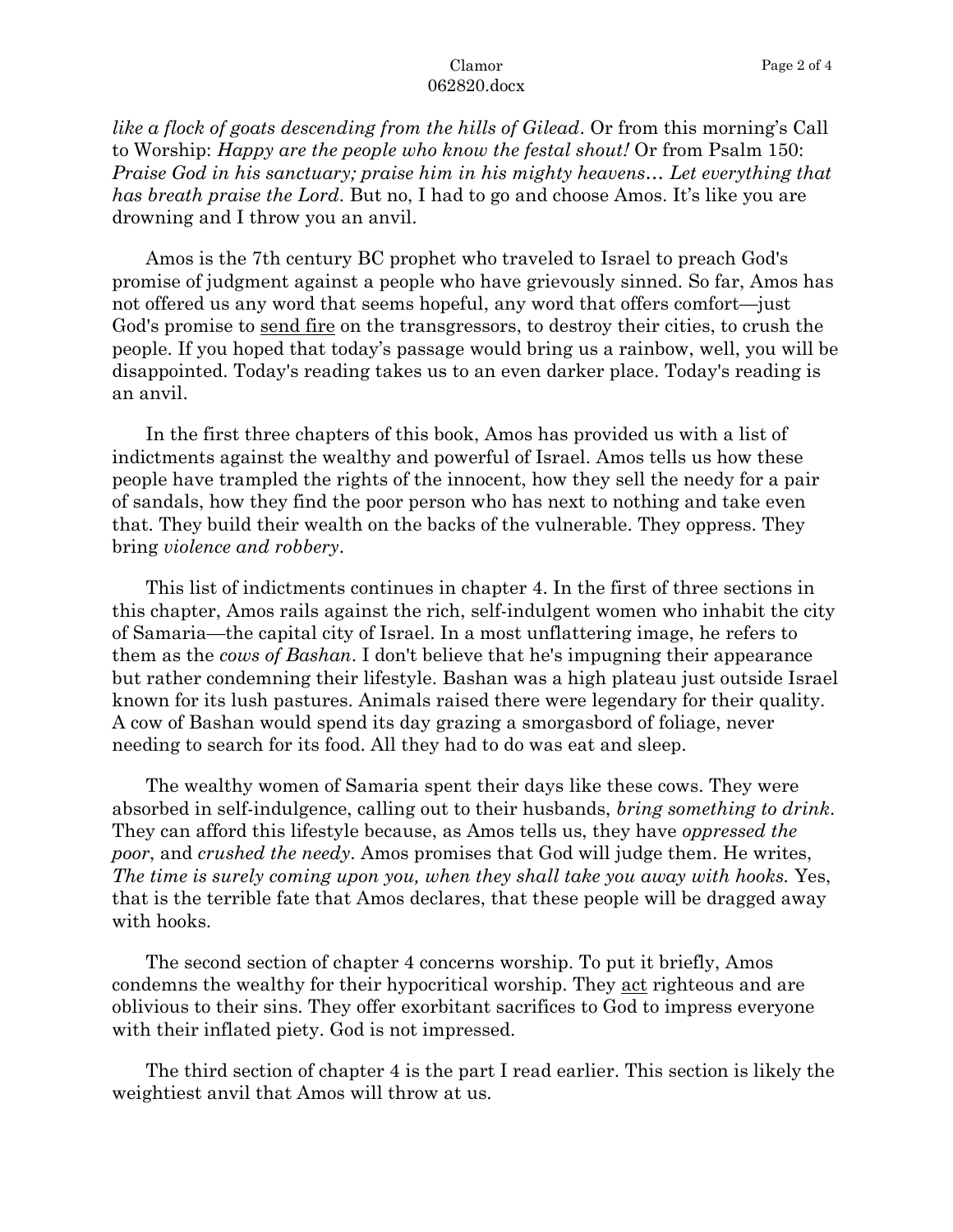*like a flock of goats descending from the hills of Gilead*. Or from this morning's Call to Worship: *Happy are the people who know the festal shout!* Or from Psalm 150: *Praise God in his sanctuary; praise him in his mighty heavens… Let everything that has breath praise the Lord*. But no, I had to go and choose Amos. It's like you are drowning and I throw you an anvil.

Amos is the 7th century BC prophet who traveled to Israel to preach God's promise of judgment against a people who have grievously sinned. So far, Amos has not offered us any word that seems hopeful, any word that offers comfort—just God's promise to <u>send fire</u> on the transgressors, to destroy their cities, to crush the people. If you hoped that today's passage would bring us a rainbow, well, you will be disappointed. Today's reading takes us to an even darker place. Today's reading is an anvil.

In the first three chapters of this book, Amos has provided us with a list of indictments against the wealthy and powerful of Israel. Amos tells us how these people have trampled the rights of the innocent, how they sell the needy for a pair of sandals, how they find the poor person who has next to nothing and take even that. They build their wealth on the backs of the vulnerable. They oppress. They bring *violence and robbery*.

This list of indictments continues in chapter 4. In the first of three sections in this chapter, Amos rails against the rich, self-indulgent women who inhabit the city of Samaria—the capital city of Israel. In a most unflattering image, he refers to them as the *cows of Bashan*. I don't believe that he's impugning their appearance but rather condemning their lifestyle. Bashan was a high plateau just outside Israel known for its lush pastures. Animals raised there were legendary for their quality. A cow of Bashan would spend its day grazing a smorgasbord of foliage, never needing to search for its food. All they had to do was eat and sleep.

The wealthy women of Samaria spent their days like these cows. They were absorbed in self-indulgence, calling out to their husbands, *bring something to drink*. They can afford this lifestyle because, as Amos tells us, they have *oppressed the poor*, and *crushed the needy*. Amos promises that God will judge them. He writes, *The time is surely coming upon you, when they shall take you away with hooks.* Yes, that is the terrible fate that Amos declares, that these people will be dragged away with hooks.

The second section of chapter 4 concerns worship. To put it briefly, Amos condemns the wealthy for their hypocritical worship. They <u>act</u> righteous and are oblivious to their sins. They offer exorbitant sacrifices to God to impress everyone with their inflated piety. God is not impressed.

The third section of chapter 4 is the part I read earlier. This section is likely the weightiest anvil that Amos will throw at us.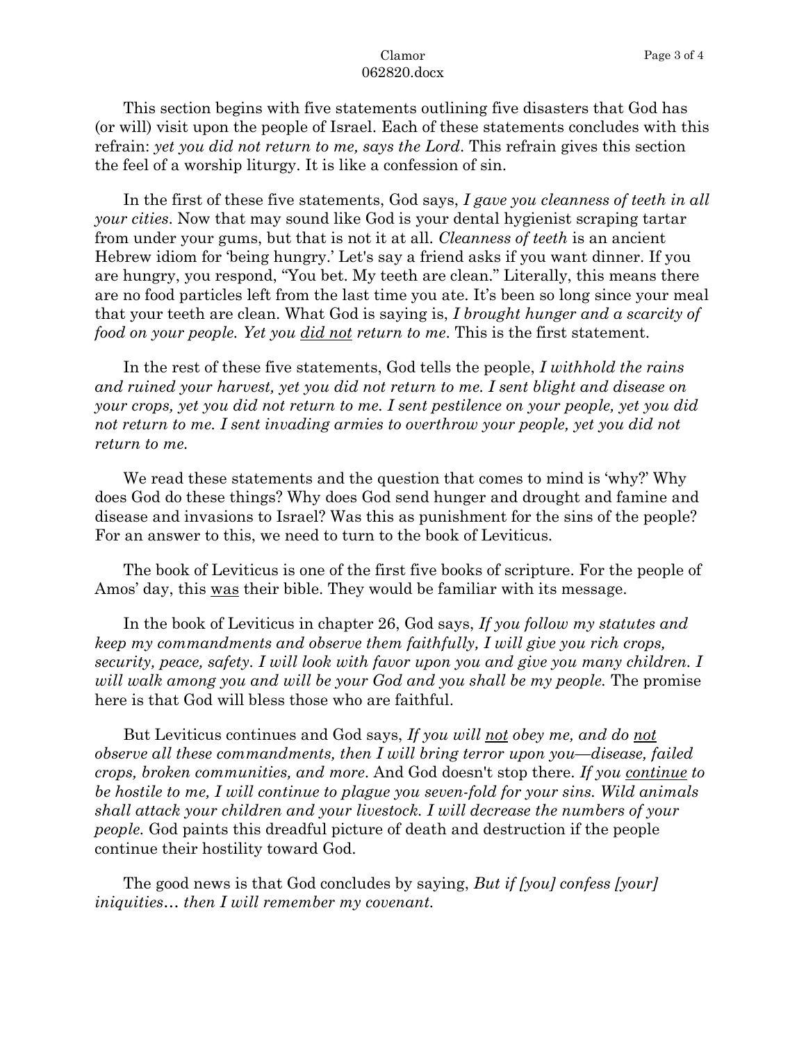This section begins with five statements outlining five disasters that God has (or will) visit upon the people of Israel. Each of these statements concludes with this refrain: *yet you did not return to me, says the Lord*. This refrain gives this section the feel of a worship liturgy. It is like a confession of sin.

In the first of these five statements, God says, *I gave you cleanness of teeth in all your cities*. Now that may sound like God is your dental hygienist scraping tartar from under your gums, but that is not it at all. *Cleanness of teeth* is an ancient Hebrew idiom for 'being hungry.' Let's say a friend asks if you want dinner. If you are hungry, you respond, "You bet. My teeth are clean." Literally, this means there are no food particles left from the last time you ate. It's been so long since your meal that your teeth are clean. What God is saying is, *I brought hunger and a scarcity of food on your people. Yet you <u>did not</u> return to me*. This is the first statement.

In the rest of these five statements, God tells the people, *I withhold the rains and ruined your harvest, yet you did not return to me. I sent blight and disease on your crops, yet you did not return to me. I sent pestilence on your people, yet you did not return to me. I sent invading armies to overthrow your people, yet you did not return to me.*

We read these statements and the question that comes to mind is 'why?' Why does God do these things? Why does God send hunger and drought and famine and disease and invasions to Israel? Was this as punishment for the sins of the people? For an answer to this, we need to turn to the book of Leviticus.

The book of Leviticus is one of the first five books of scripture. For the people of Amos' day, this <u>was</u> their bible. They would be familiar with its message.

In the book of Leviticus in chapter 26, God says, *If you follow my statutes and keep my commandments and observe them faithfully, I will give you rich crops, security, peace, safety. I will look with favor upon you and give you many children. I will walk among you and will be your God and you shall be my people.* The promise here is that God will bless those who are faithful.

But Leviticus continues and God says, *If you will <u>not</u> obey me, and do <u>not</u> observe all these commandments, then I will bring terror upon you—disease, failed crops, broken communities, and more*. And God doesn't stop there. *If you <u>continue</u> to be hostile to me, I will continue to plague you seven-fold for your sins. Wild animals shall attack your children and your livestock. I will decrease the numbers of your people.* God paints this dreadful picture of death and destruction if the people continue their hostility toward God.

The good news is that God concludes by saying, *But if [you] confess [your] iniquities… then I will remember my covenant.*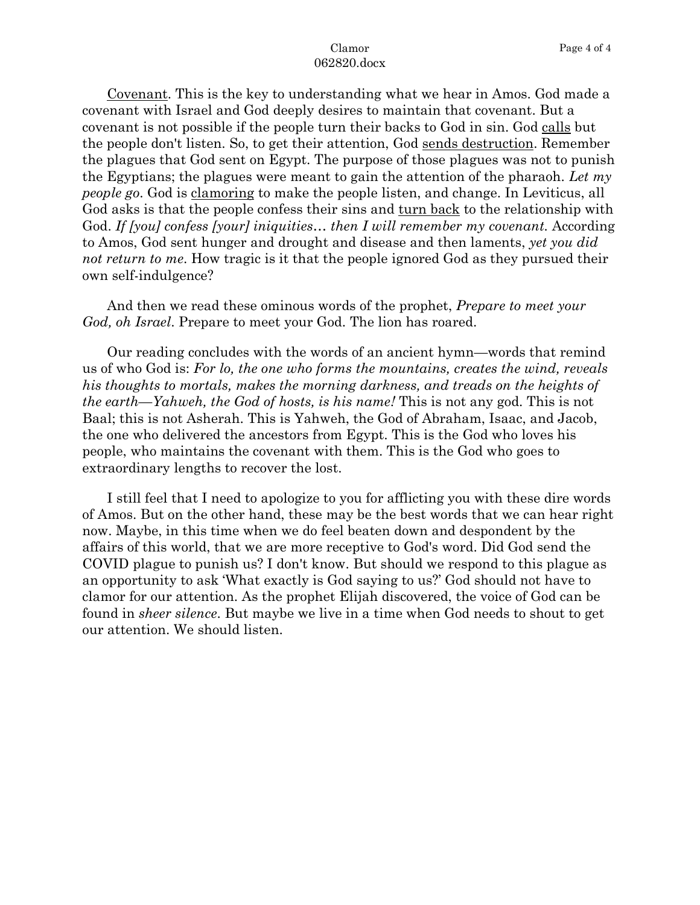Covenant. This is the key to understanding what we hear in Amos. God made a covenant with Israel and God deeply desires to maintain that covenant. But a covenant is not possible if the people turn their backs to God in sin. God calls but the people don't listen. So, to get their attention, God sends destruction. Remember the plagues that God sent on Egypt. The purpose of those plagues was not to punish the Egyptians; the plagues were meant to gain the attention of the pharaoh. *Let my people go*. God is clamoring to make the people listen, and change. In Leviticus, all God asks is that the people confess their sins and turn back to the relationship with God. *If [you] confess [your] iniquities… then I will remember my covenant.* According to Amos, God sent hunger and drought and disease and then laments, *yet you did not return to me*. How tragic is it that the people ignored God as they pursued their own self-indulgence?

And then we read these ominous words of the prophet, *Prepare to meet your God, oh Israel*. Prepare to meet your God. The lion has roared.

Our reading concludes with the words of an ancient hymn—words that remind us of who God is: *For lo, the one who forms the mountains, creates the wind, reveals his thoughts to mortals, makes the morning darkness, and treads on the heights of the earth—Yahweh, the God of hosts, is his name!* This is not any god. This is not Baal; this is not Asherah. This is Yahweh, the God of Abraham, Isaac, and Jacob, the one who delivered the ancestors from Egypt. This is the God who loves his people, who maintains the covenant with them. This is the God who goes to extraordinary lengths to recover the lost.

I still feel that I need to apologize to you for afflicting you with these dire words of Amos. But on the other hand, these may be the best words that we can hear right now. Maybe, in this time when we do feel beaten down and despondent by the affairs of this world, that we are more receptive to God's word. Did God send the COVID plague to punish us? I don't know. But should we respond to this plague as an opportunity to ask 'What exactly is God saying to us?' God should not have to clamor for our attention. As the prophet Elijah discovered, the voice of God can be found in *sheer silence*. But maybe we live in a time when God needs to shout to get our attention. We should listen.